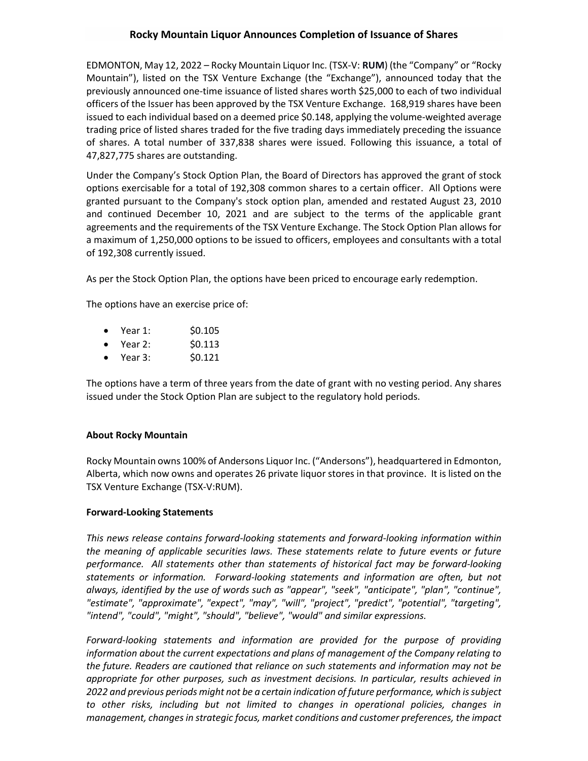# Rocky Mountain Liquor Announces Completion of Issuance of Shares

EDMONTON, May 12, 2022 – Rocky Mountain Liquor Inc. (TSX-V: **RUM**) (the "Company" or "Rocky Mountain"), listed on the TSX Venture Exchange (the "Exchange"), announced today that the previously announced one-time issuance of listed shares worth $25,000 to each of two individual officers of the Issuer has been approved by the TSX Venture Exchange. 168,919 shares have been issued to each individual based on a deemed price $0.148, applying the volume-weighted average trading price of listed shares traded for the five trading days immediately preceding the issuance of shares. A total number of 337,838 shares were issued. Following this issuance, a total of 47,827,775 shares are outstanding.

Under the Company's Stock Option Plan, the Board of Directors has approved the grant of stock options exercisable for a total of 192,308 common shares to a certain officer. All Options were granted pursuant to the Company's stock option plan, amended and restated August 23, 2010 and continued December 10, 2021 and are subject to the terms of the applicable grant agreements and the requirements of the TSX Venture Exchange. The Stock Option Plan allows for a maximum of 1,250,000 options to be issued to officers, employees and consultants with a total of 192,308 currently issued.

As per the Stock Option Plan, the options have been priced to encourage early redemption.

The options have an exercise price of:

- Year 1: $0.105
- Year 2: $0.113
- Year 3: $0.121

The options have a term of three years from the date of grant with no vesting period. Any shares issued under the Stock Option Plan are subject to the regulatory hold periods.

**About Rocky Mountain**

Rocky Mountain owns 100% of Andersons Liquor Inc. ("Andersons"), headquartered in Edmonton, Alberta, which now owns and operates 26 private liquor stores in that province. It is listed on the TSX Venture Exchange (TSX-V:RUM).

**Forward-Looking Statements**

*This news release contains forward-looking statements and forward-looking information within the meaning of applicable securities laws. These statements relate to future events or future performance. All statements other than statements of historical fact may be forward-looking statements or information. Forward-looking statements and information are often, but not always, identified by the use of words such as "appear", "seek", "anticipate", "plan", "continue", "estimate", "approximate", "expect", "may", "will", "project", "predict", "potential", "targeting", "intend", "could", "might", "should", "believe", "would" and similar expressions.*

*Forward-looking statements and information are provided for the purpose of providing information about the current expectations and plans of management of the Company relating to the future. Readers are cautioned that reliance on such statements and information may not be appropriate for other purposes, such as investment decisions. In particular, results achieved in 2022 and previous periods might not be a certain indication of future performance, which is subject to other risks, including but not limited to changes in operational policies, changes in management, changes in strategic focus, market conditions and customer preferences, the impact*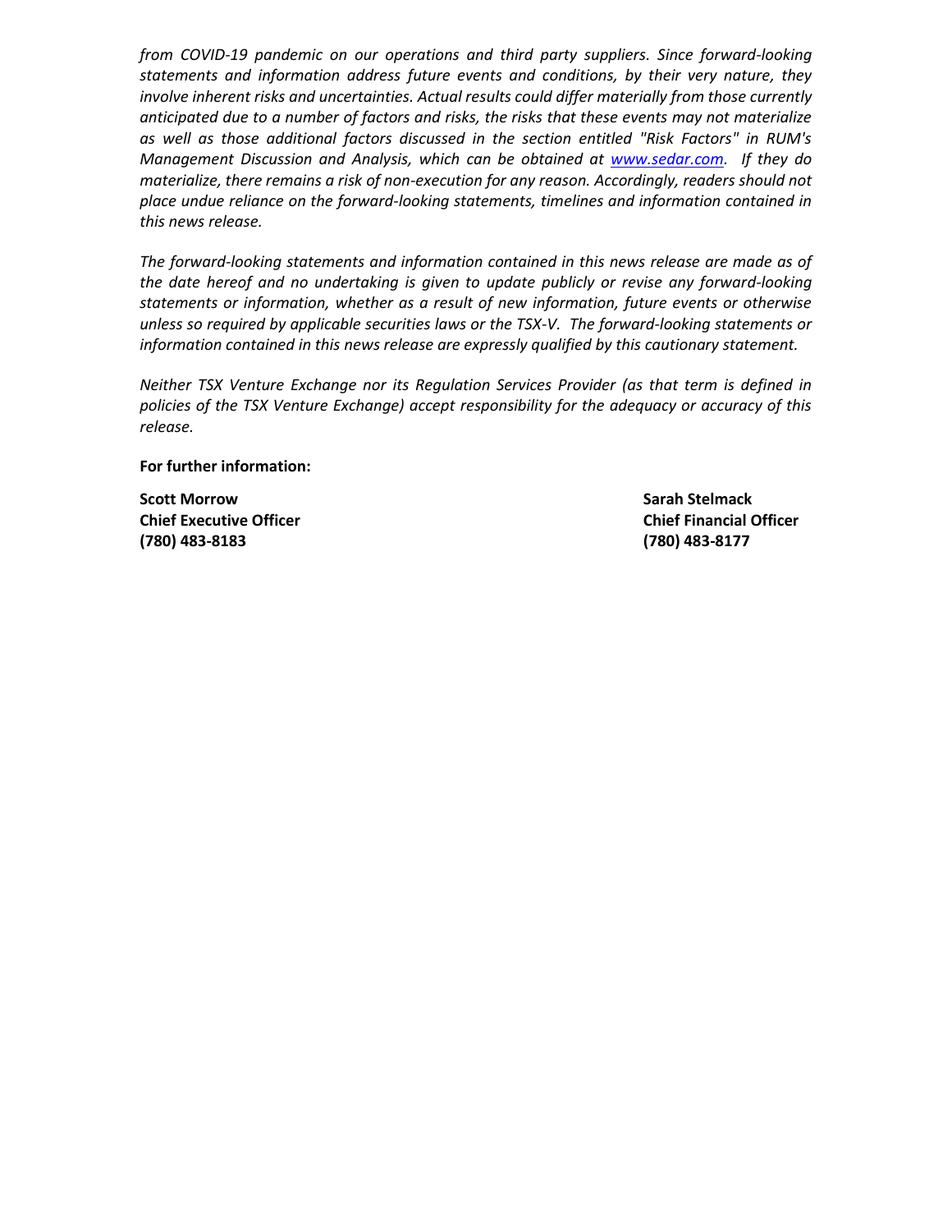*from COVID-19 pandemic on our operations and third party suppliers. Since forward-looking statements and information address future events and conditions, by their very nature, they involve inherent risks and uncertainties. Actual results could differ materially from those currently anticipated due to a number of factors and risks, the risks that these events may not materialize as well as those additional factors discussed in the section entitled "Risk Factors" in RUM's Management Discussion and Analysis, which can be obtained at [www.sedar.com](www.sedar.com). If they do materialize, there remains a risk of non-execution for any reason. Accordingly, readers should not place undue reliance on the forward-looking statements, timelines and information contained in this news release.*

*The forward-looking statements and information contained in this news release are made as of the date hereof and no undertaking is given to update publicly or revise any forward-looking statements or information, whether as a result of new information, future events or otherwise unless so required by applicable securities laws or the TSX-V. The forward-looking statements or information contained in this news release are expressly qualified by this cautionary statement.*

*Neither TSX Venture Exchange nor its Regulation Services Provider (as that term is defined in policies of the TSX Venture Exchange) accept responsibility for the adequacy or accuracy of this release.*

**For further information:**

**Scott Morrow**
**Chief Executive Officer**
**(780) 483-8183**

**Sarah Stelmack**
**Chief Financial Officer**
**(780) 483-8177**